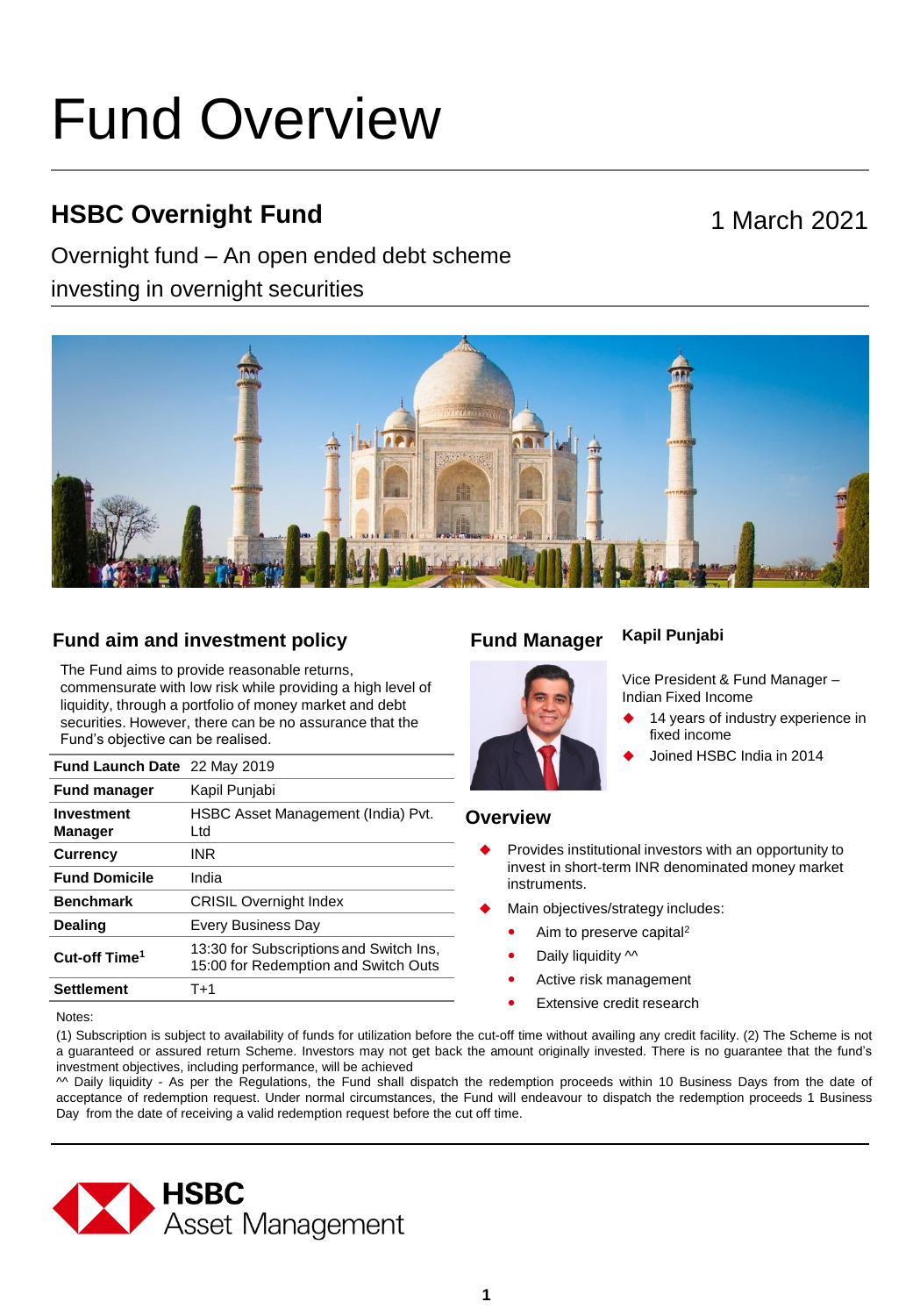# Fund Overview

## HSBC Overnight Fund

1 March 2021

Overnight fund – An open ended debt scheme investing in overnight securities

### Fund aim and investment policy

The Fund aims to provide reasonable returns, commensurate with low risk while providing a high level of liquidity, through a portfolio of money market and debt securities. However, there can be no assurance that the Fund's objective can be realised.

| | |
|---|---|
| **Fund Launch Date** | 22 May 2019 |
| **Fund manager** | Kapil Punjabi |
| **Investment Manager** | HSBC Asset Management (India) Pvt. Ltd |
| **Currency** | INR |
| **Fund Domicile** | India |
| **Benchmark** | CRISIL Overnight Index |
| **Dealing** | Every Business Day |
| **Cut-off Time**[1] | 13:30 for Subscriptions and Switch Ins, 15:00 for Redemption and Switch Outs |
| **Settlement** | T+1 |

### Fund Manager

**Kapil Punjabi**

Vice President & Fund Manager – Indian Fixed Income

- 14 years of industry experience in fixed income
- Joined HSBC India in 2014

### Overview

- Provides institutional investors with an opportunity to invest in short-term INR denominated money market instruments.
- Main objectives/strategy includes:
  - Aim to preserve capital[2]
  - Daily liquidity ^^
  - Active risk management
  - Extensive credit research

Notes:

(1) Subscription is subject to availability of funds for utilization before the cut-off time without availing any credit facility. (2) The Scheme is not a guaranteed or assured return Scheme. Investors may not get back the amount originally invested. There is no guarantee that the fund's investment objectives, including performance, will be achieved

^^ Daily liquidity - As per the Regulations, the Fund shall dispatch the redemption proceeds within 10 Business Days from the date of acceptance of redemption request. Under normal circumstances, the Fund will endeavour to dispatch the redemption proceeds 1 Business Day from the date of receiving a valid redemption request before the cut off time.

HSBC Asset Management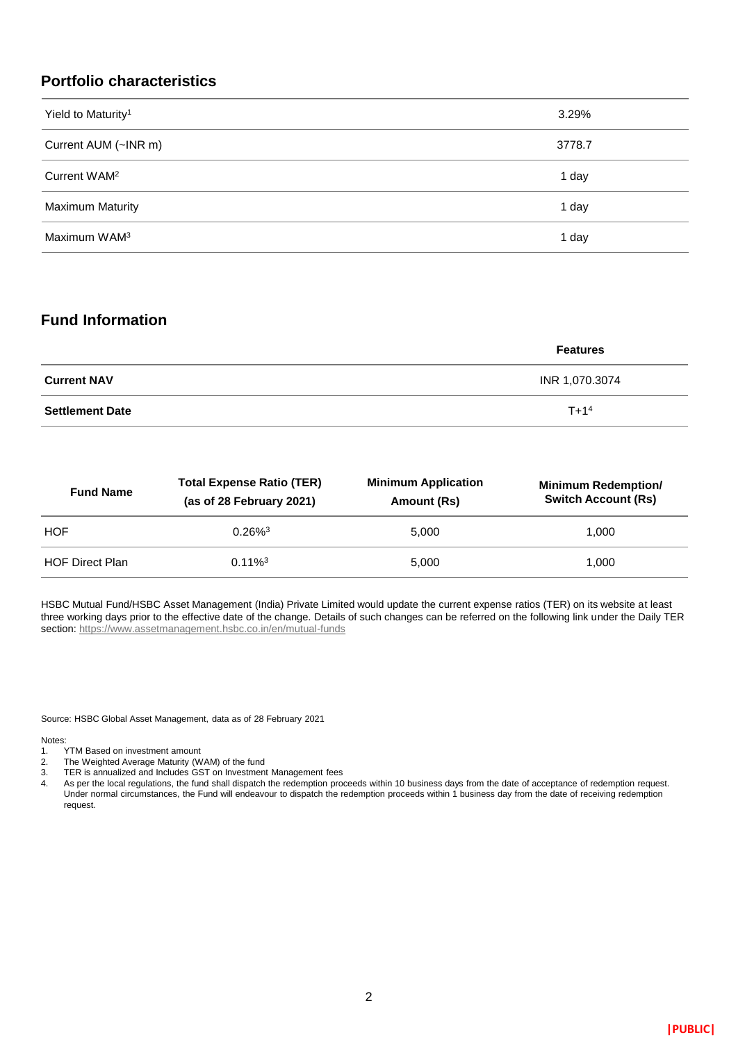## Portfolio characteristics

| | |
|---|---|
| Yield to Maturity[1] | 3.29% |
| Current AUM (~INR m) | 3778.7 |
| Current WAM[2] | 1 day |
| Maximum Maturity | 1 day |
| Maximum WAM[3] | 1 day |

## Fund Information

| | Features |
|---|---|
| **Current NAV** | INR 1,070.3074 |
| **Settlement Date** | T+1[4] |

| Fund Name | Total Expense Ratio (TER) (as of 28 February 2021) | Minimum Application Amount (Rs) | Minimum Redemption/ Switch Account (Rs) |
|---|---|---|---|
| HOF | 0.26%[3] | 5,000 | 1,000 |
| HOF Direct Plan | 0.11%[3] | 5,000 | 1,000 |

HSBC Mutual Fund/HSBC Asset Management (India) Private Limited would update the current expense ratios (TER) on its website at least three working days prior to the effective date of the change. Details of such changes can be referred on the following link under the Daily TER section: https://www.assetmanagement.hsbc.co.in/en/mutual-funds

Source: HSBC Global Asset Management, data as of 28 February 2021

Notes:
1. YTM Based on investment amount
2. The Weighted Average Maturity (WAM) of the fund
3. TER is annualized and Includes GST on Investment Management fees
4. As per the local regulations, the fund shall dispatch the redemption proceeds within 10 business days from the date of acceptance of redemption request. Under normal circumstances, the Fund will endeavour to dispatch the redemption proceeds within 1 business day from the date of receiving redemption request.

|PUBLIC|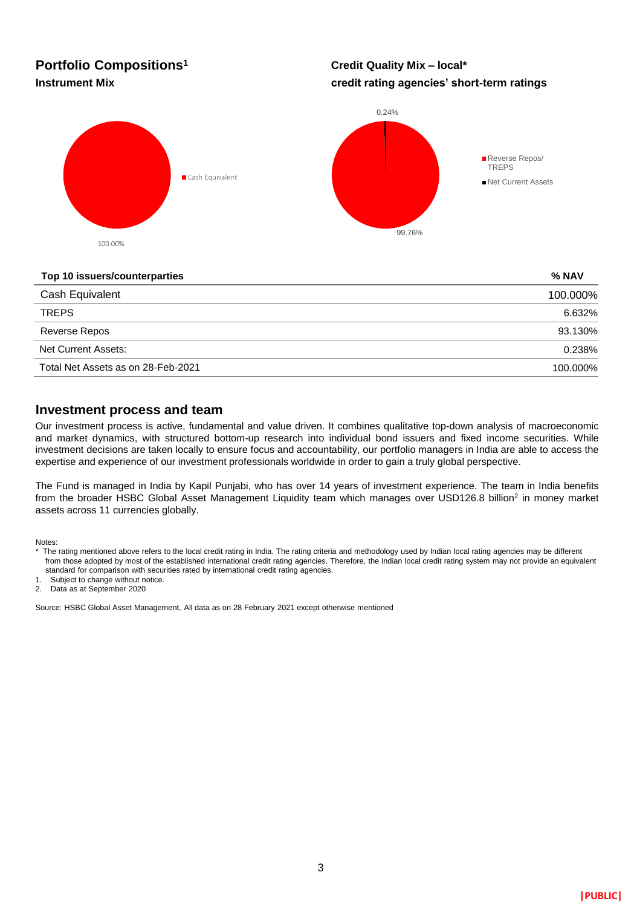## Portfolio Compositions[1]

### Instrument Mix

Cash Equivalent

100.00%

### Credit Quality Mix – local* credit rating agencies' short-term ratings

0.24%

99.76%

Reverse Repos/ TREPS

Net Current Assets

| Top 10 issuers/counterparties | % NAV |
|---|---|
| Cash Equivalent | 100.000% |
| TREPS | 6.632% |
| Reverse Repos | 93.130% |
| Net Current Assets: | 0.238% |
| Total Net Assets as on 28-Feb-2021 | 100.000% |

## Investment process and team

Our investment process is active, fundamental and value driven. It combines qualitative top-down analysis of macroeconomic and market dynamics, with structured bottom-up research into individual bond issuers and fixed income securities. While investment decisions are taken locally to ensure focus and accountability, our portfolio managers in India are able to access the expertise and experience of our investment professionals worldwide in order to gain a truly global perspective.

The Fund is managed in India by Kapil Punjabi, who has over 14 years of investment experience. The team in India benefits from the broader HSBC Global Asset Management Liquidity team which manages over USD126.8 billion[2] in money market assets across 11 currencies globally.

Notes:

* The rating mentioned above refers to the local credit rating in India. The rating criteria and methodology used by Indian local rating agencies may be different from those adopted by most of the established international credit rating agencies. Therefore, the Indian local credit rating system may not provide an equivalent standard for comparison with securities rated by international credit rating agencies.

1. Subject to change without notice.
2. Data as at September 2020

Source: HSBC Global Asset Management, All data as on 28 February 2021 except otherwise mentioned

|PUBLIC|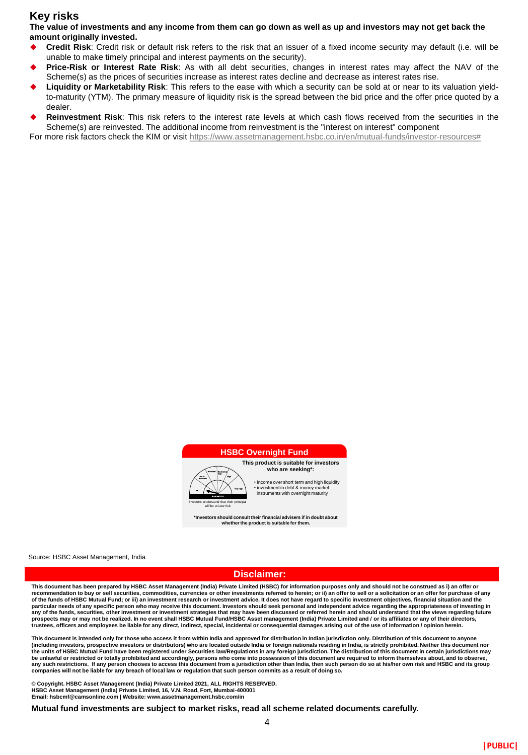## Key risks

**The value of investments and any income from them can go down as well as up and investors may not get back the amount originally invested.**

- **Credit Risk**: Credit risk or default risk refers to the risk that an issuer of a fixed income security may default (i.e. will be unable to make timely principal and interest payments on the security).
- **Price-Risk or Interest Rate Risk**: As with all debt securities, changes in interest rates may affect the NAV of the Scheme(s) as the prices of securities increase as interest rates decline and decrease as interest rates rise.
- **Liquidity or Marketability Risk**: This refers to the ease with which a security can be sold at or near to its valuation yield-to-maturity (YTM). The primary measure of liquidity risk is the spread between the bid price and the offer price quoted by a dealer.
- **Reinvestment Risk**: This risk refers to the interest rate levels at which cash flows received from the securities in the Scheme(s) are reinvested. The additional income from reinvestment is the "interest on interest" component

For more risk factors check the KIM or visit https://www.assetmanagement.hsbc.co.in/en/mutual-funds/investor-resources#

**HSBC Overnight Fund**

**This product is suitable for investors who are seeking*:**

- income over short term and high liquidity
- investment in debt & money market instruments with overnight maturity

Investors understand that their principal will be at Low risk

***Investors should consult their financial advisers if in doubt about whether the product is suitable for them.**

Source: HSBC Asset Management, India

## Disclaimer:

**This document has been prepared by HSBC Asset Management (India) Private Limited (HSBC) for information purposes only and should not be construed as i) an offer or recommendation to buy or sell securities, commodities, currencies or other investments referred to herein; or ii) an offer to sell or a solicitation or an offer for purchase of any of the funds of HSBC Mutual Fund; or iii) an investment research or investment advice. It does not have regard to specific investment objectives, financial situation and the particular needs of any specific person who may receive this document. Investors should seek personal and independent advice regarding the appropriateness of investing in any of the funds, securities, other investment or investment strategies that may have been discussed or referred herein and should understand that the views regarding future prospects may or may not be realized. In no event shall HSBC Mutual Fund/HSBC Asset management (India) Private Limited and / or its affiliates or any of their directors, trustees, officers and employees be liable for any direct, indirect, special, incidental or consequential damages arising out of the use of information / opinion herein.**

**This document is intended only for those who access it from within India and approved for distribution in Indian jurisdiction only. Distribution of this document to anyone (including investors, prospective investors or distributors) who are located outside India or foreign nationals residing in India, is strictly prohibited. Neither this document nor the units of HSBC Mutual Fund have been registered under Securities law/Regulations in any foreign jurisdiction. The distribution of this document in certain jurisdictions may be unlawful or restricted or totally prohibited and accordingly, persons who come into possession of this document are required to inform themselves about, and to observe, any such restrictions. If any person chooses to access this document from a jurisdiction other than India, then such person do so at his/her own risk and HSBC and its group companies will not be liable for any breach of local law or regulation that such person commits as a result of doing so.**

**© Copyright. HSBC Asset Management (India) Private Limited 2021, ALL RIGHTS RESERVED.**
**HSBC Asset Management (India) Private Limited, 16, V.N. Road, Fort, Mumbai-400001**
**Email: hsbcmf@camsonline.com | Website: www.assetmanagement.hsbc.com/in**

**Mutual fund investments are subject to market risks, read all scheme related documents carefully.**